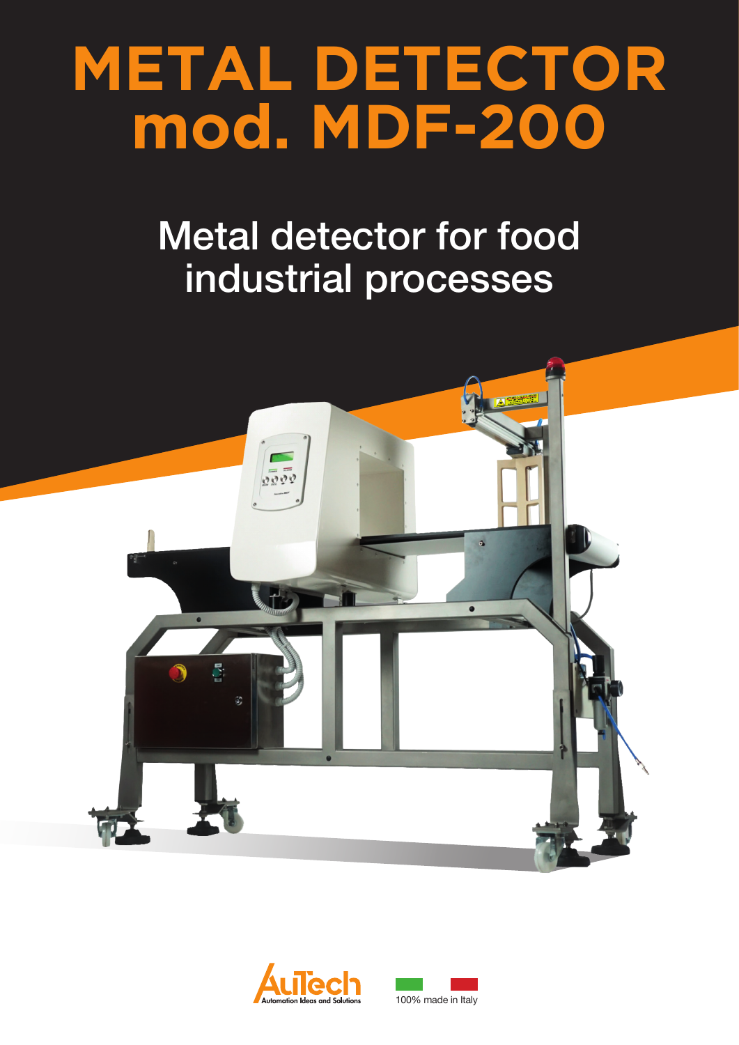# METAL DETECTOR mod. MDF-200

## Metal detector for food industrial processes

AuTech
Automation Ideas and Solutions

100% made in Italy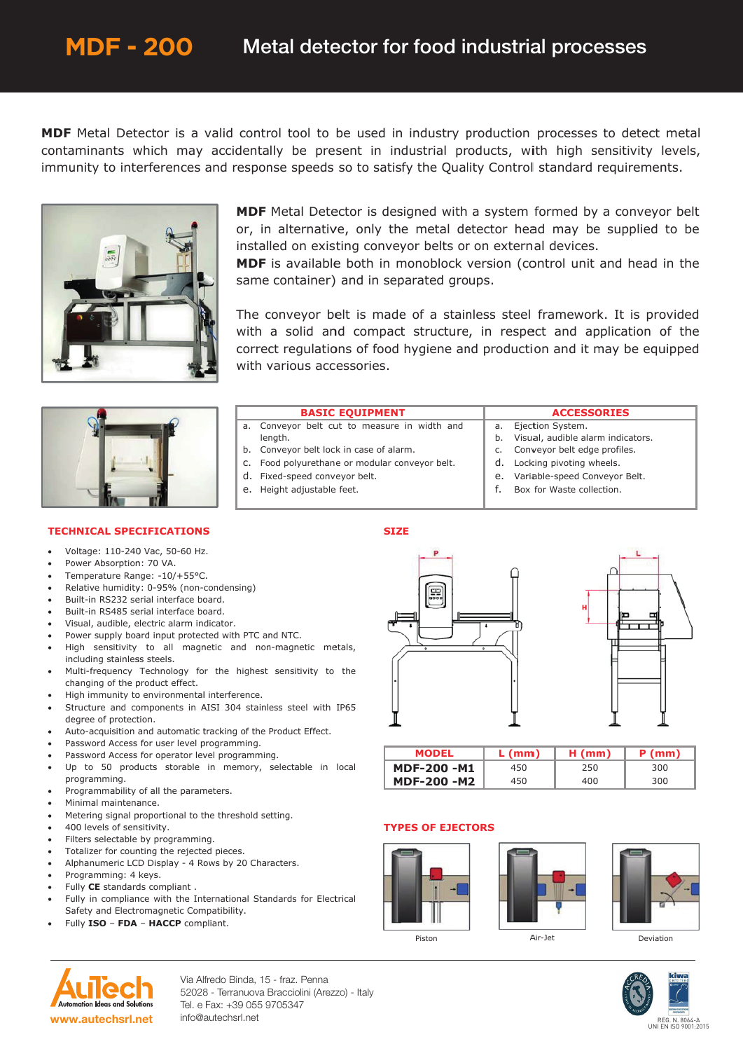# MDF - 200 Metal detector for food industrial processes

**MDF** Metal Detector is a valid control tool to be used in industry production processes to detect metal contaminants which may accidentally be present in industrial products, with high sensitivity levels, immunity to interferences and response speeds so to satisfy the Quality Control standard requirements.

**MDF** Metal Detector is designed with a system formed by a conveyor belt or, in alternative, only the metal detector head may be supplied to be installed on existing conveyor belts or on external devices.
**MDF** is available both in monoblock version (control unit and head in the same container) and in separated groups.

The conveyor belt is made of a stainless steel framework. It is provided with a solid and compact structure, in respect and application of the correct regulations of food hygiene and production and it may be equipped with various accessories.

| BASIC EQUIPMENT | ACCESSORIES |
|---|---|
| a. Conveyor belt cut to measure in width and length. | a. Ejection System. |
| b. Conveyor belt lock in case of alarm. | b. Visual, audible alarm indicators. |
| c. Food polyurethane or modular conveyor belt. | c. Conveyor belt edge profiles. |
| d. Fixed-speed conveyor belt. | d. Locking pivoting wheels. |
| e. Height adjustable feet. | e. Variable-speed Conveyor Belt. |
| | f. Box for Waste collection. |

## TECHNICAL SPECIFICATIONS

- Voltage: 110-240 Vac, 50-60 Hz.
- Power Absorption: 70 VA.
- Temperature Range: -10/+55°C.
- Relative humidity: 0-95% (non-condensing)
- Built-in RS232 serial interface board.
- Built-in RS485 serial interface board.
- Visual, audible, electric alarm indicator.
- Power supply board input protected with PTC and NTC.
- High sensitivity to all magnetic and non-magnetic metals, including stainless steels.
- Multi-frequency Technology for the highest sensitivity to the changing of the product effect.
- High immunity to environmental interference.
- Structure and components in AISI 304 stainless steel with IP65 degree of protection.
- Auto-acquisition and automatic tracking of the Product Effect.
- Password Access for user level programming.
- Password Access for operator level programming.
- Up to 50 products storable in memory, selectable in local programming.
- Programmability of all the parameters.
- Minimal maintenance.
- Metering signal proportional to the threshold setting.
- 400 levels of sensitivity.
- Filters selectable by programming.
- Totalizer for counting the rejected pieces.
- Alphanumeric LCD Display - 4 Rows by 20 Characters.
- Programming: 4 keys.
- Fully **CE** standards compliant .
- Fully in compliance with the International Standards for Electrical Safety and Electromagnetic Compatibility.
- Fully **ISO** – **FDA** – **HACCP** compliant.

## SIZE

P

L

H

| MODEL | L (mm) | H (mm) | P (mm) |
|---|---|---|---|
| **MDF-200 -M1** | 450 | 250 | 300 |
| **MDF-200 -M2** | 450 | 400 | 300 |

## TYPES OF EJECTORS

Piston

Air-Jet

Deviation

AuTech Automation Ideas and Solutions
www.autechsrl.net

Via Alfredo Binda, 15 - fraz. Penna
52028 - Terranuova Bracciolini (Arezzo) - Italy
Tel. e Fax: +39 055 9705347
info@autechsrl.net

REG. N. 8064-A
UNI EN ISO 9001:2015